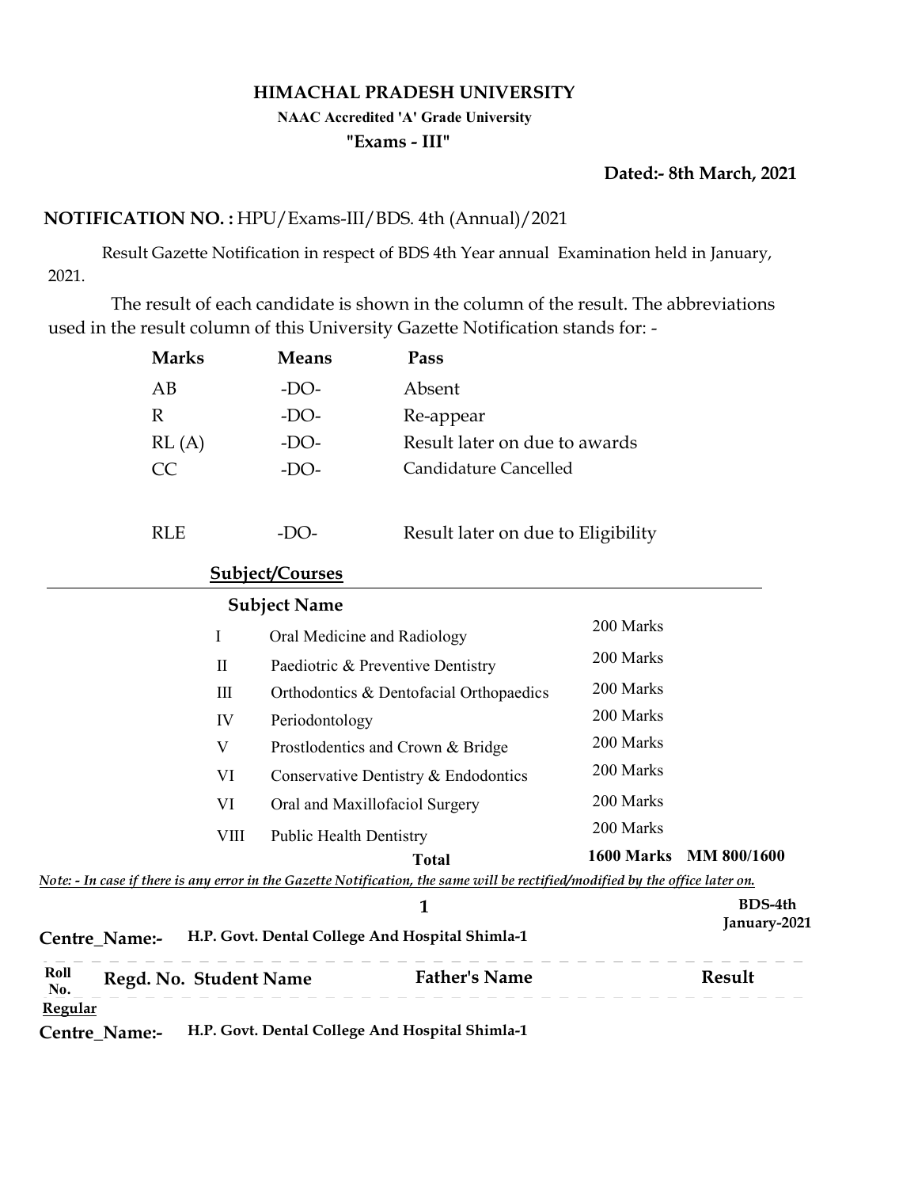# HIMACHAL PRADESH UNIVERSITY

**NAAC Accredited 'A' Grade University**

**"Exams - III"**

**Dated:- 8th March, 2021**

**NOTIFICATION NO. :** HPU/Exams-III/BDS. 4th (Annual)/2021

Result Gazette Notification in respect of BDS 4th Year annual Examination held in January, 2021.

The result of each candidate is shown in the column of the result. The abbreviations used in the result column of this University Gazette Notification stands for: -

| **Marks** | **Means** | **Pass** |
|---|---|---|
| AB | -DO- | Absent |
| R | -DO- | Re-appear |
| RL (A) | -DO- | Result later on due to awards |
| CC | -DO- | Candidature Cancelled |
| RLE | -DO- | Result later on due to Eligibility |

**Subject/Courses**

| | **Subject Name** | | |
|---|---|---|---|
| I | Oral Medicine and Radiology | 200 Marks | |
| II | Paediotric & Preventive Dentistry | 200 Marks | |
| III | Orthodontics & Dentofacial Orthopaedics | 200 Marks | |
| IV | Periodontology | 200 Marks | |
| V | Prostlodentics and Crown & Bridge | 200 Marks | |
| VI | Conservative Dentistry & Endodontics | 200 Marks | |
| VI | Oral and Maxillofaciol Surgery | 200 Marks | |
| VIII | Public Health Dentistry | 200 Marks | |
| | **Total** | **1600 Marks** | **MM 800/1600** |

*Note: - In case if there is any error in the Gazette Notification, the same will be rectified/modified by the office later on.*

**BDS-4th January-2021**

**Centre_Name:-** **H.P. Govt. Dental College And Hospital Shimla-1**

| **Roll No.** | **Regd. No.** | **Student Name** | **Father's Name** | **Result** |
|---|---|---|---|---|

**Regular**

**Centre_Name:-** **H.P. Govt. Dental College And Hospital Shimla-1**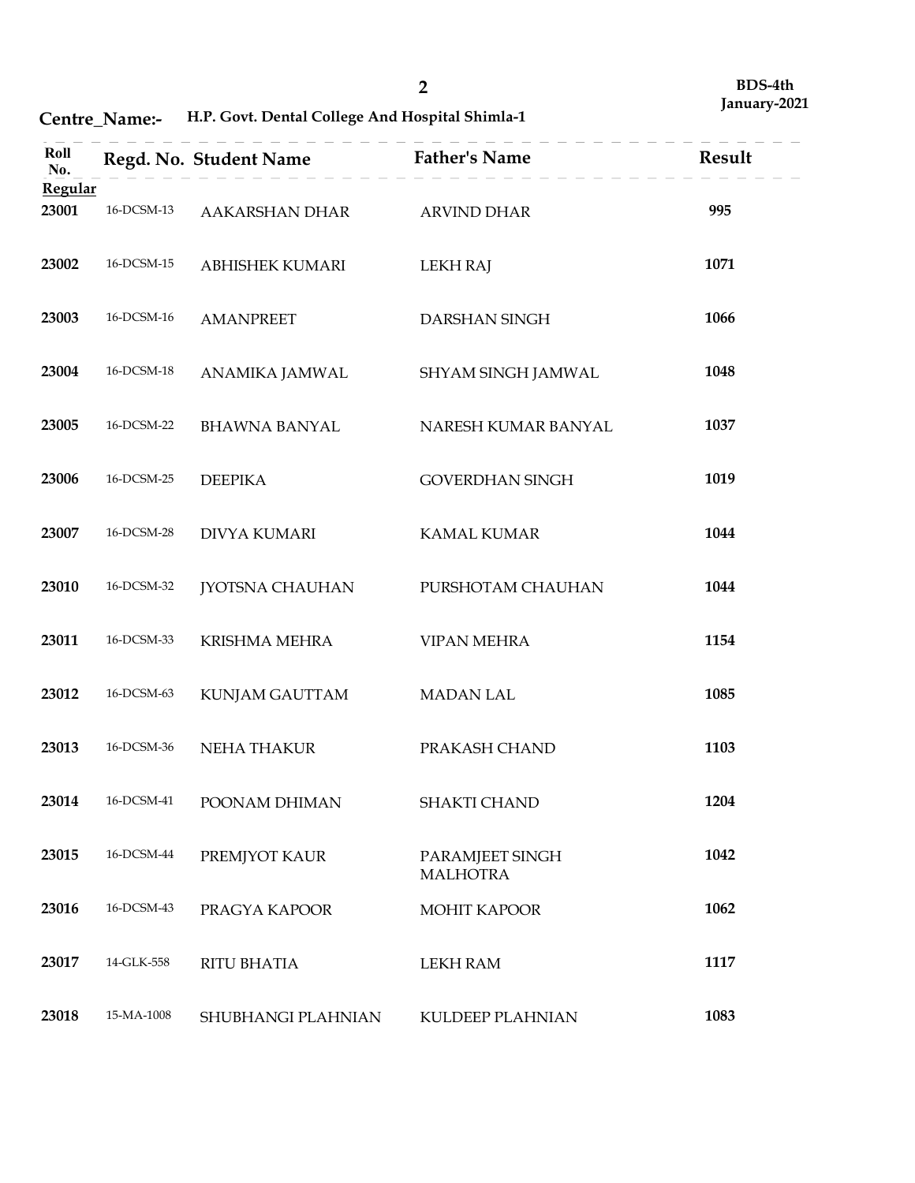BDS-4th
January-2021

**Centre_Name:-** H.P. Govt. Dental College And Hospital Shimla-1

| Roll No. | Regd. No. | Student Name | Father's Name | Result |
|---|---|---|---|---|
| **Regular** | | | | |
| 23001 | 16-DCSM-13 | AAKARSHAN DHAR | ARVIND DHAR | 995 |
| 23002 | 16-DCSM-15 | ABHISHEK KUMARI | LEKH RAJ | 1071 |
| 23003 | 16-DCSM-16 | AMANPREET | DARSHAN SINGH | 1066 |
| 23004 | 16-DCSM-18 | ANAMIKA JAMWAL | SHYAM SINGH JAMWAL | 1048 |
| 23005 | 16-DCSM-22 | BHAWNA BANYAL | NARESH KUMAR BANYAL | 1037 |
| 23006 | 16-DCSM-25 | DEEPIKA | GOVERDHAN SINGH | 1019 |
| 23007 | 16-DCSM-28 | DIVYA KUMARI | KAMAL KUMAR | 1044 |
| 23010 | 16-DCSM-32 | JYOTSNA CHAUHAN | PURSHOTAM CHAUHAN | 1044 |
| 23011 | 16-DCSM-33 | KRISHMA MEHRA | VIPAN MEHRA | 1154 |
| 23012 | 16-DCSM-63 | KUNJAM GAUTTAM | MADAN LAL | 1085 |
| 23013 | 16-DCSM-36 | NEHA THAKUR | PRAKASH CHAND | 1103 |
| 23014 | 16-DCSM-41 | POONAM DHIMAN | SHAKTI CHAND | 1204 |
| 23015 | 16-DCSM-44 | PREMJYOT KAUR | PARAMJEET SINGH MALHOTRA | 1042 |
| 23016 | 16-DCSM-43 | PRAGYA KAPOOR | MOHIT KAPOOR | 1062 |
| 23017 | 14-GLK-558 | RITU BHATIA | LEKH RAM | 1117 |
| 23018 | 15-MA-1008 | SHUBHANGI PLAHNIAN | KULDEEP PLAHNIAN | 1083 |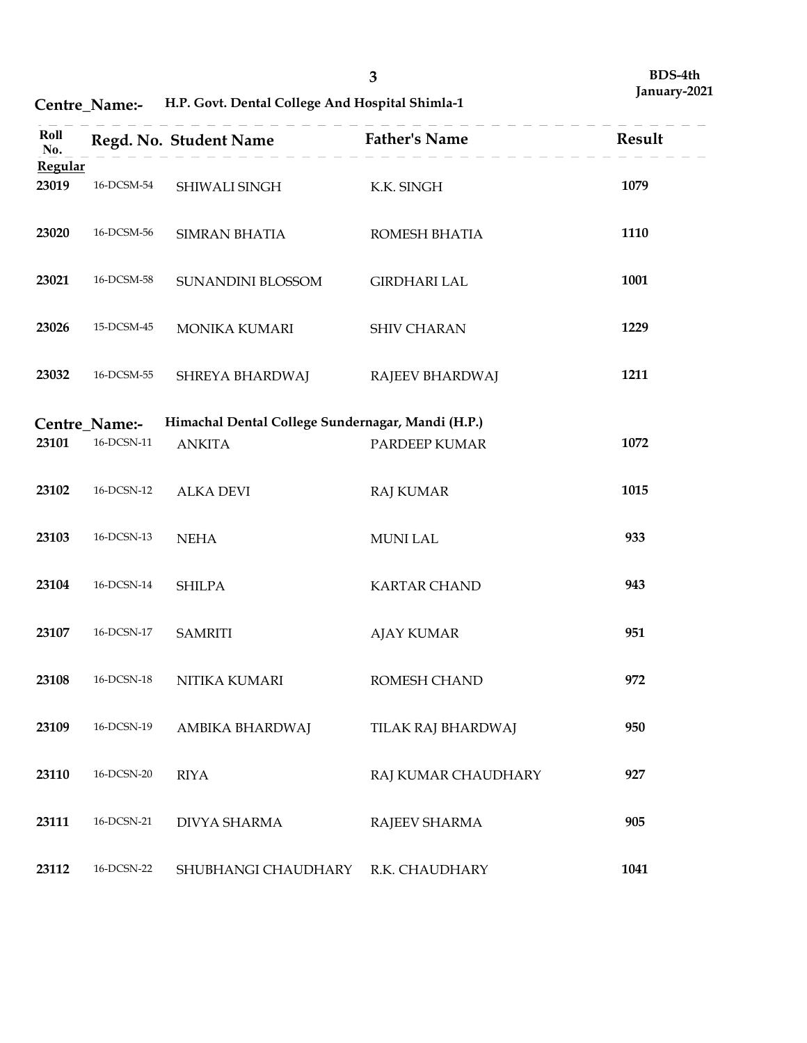**BDS-4th**
**January-2021**

**Centre_Name:- H.P. Govt. Dental College And Hospital Shimla-1**

| Roll No. | Regd. No. | Student Name | Father's Name | Result |
|---|---|---|---|---|
| **Regular** | | | | |
| 23019 | 16-DCSM-54 | SHIWALI SINGH | K.K. SINGH | 1079 |
| 23020 | 16-DCSM-56 | SIMRAN BHATIA | ROMESH BHATIA | 1110 |
| 23021 | 16-DCSM-58 | SUNANDINI BLOSSOM | GIRDHARI LAL | 1001 |
| 23026 | 15-DCSM-45 | MONIKA KUMARI | SHIV CHARAN | 1229 |
| 23032 | 16-DCSM-55 | SHREYA BHARDWAJ | RAJEEV BHARDWAJ | 1211 |

**Centre_Name:- Himachal Dental College Sundernagar, Mandi (H.P.)**

| Roll No. | Regd. No. | Student Name | Father's Name | Result |
|---|---|---|---|---|
| 23101 | 16-DCSN-11 | ANKITA | PARDEEP KUMAR | 1072 |
| 23102 | 16-DCSN-12 | ALKA DEVI | RAJ KUMAR | 1015 |
| 23103 | 16-DCSN-13 | NEHA | MUNI LAL | 933 |
| 23104 | 16-DCSN-14 | SHILPA | KARTAR CHAND | 943 |
| 23107 | 16-DCSN-17 | SAMRITI | AJAY KUMAR | 951 |
| 23108 | 16-DCSN-18 | NITIKA KUMARI | ROMESH CHAND | 972 |
| 23109 | 16-DCSN-19 | AMBIKA BHARDWAJ | TILAK RAJ BHARDWAJ | 950 |
| 23110 | 16-DCSN-20 | RIYA | RAJ KUMAR CHAUDHARY | 927 |
| 23111 | 16-DCSN-21 | DIVYA SHARMA | RAJEEV SHARMA | 905 |
| 23112 | 16-DCSN-22 | SHUBHANGI CHAUDHARY | R.K. CHAUDHARY | 1041 |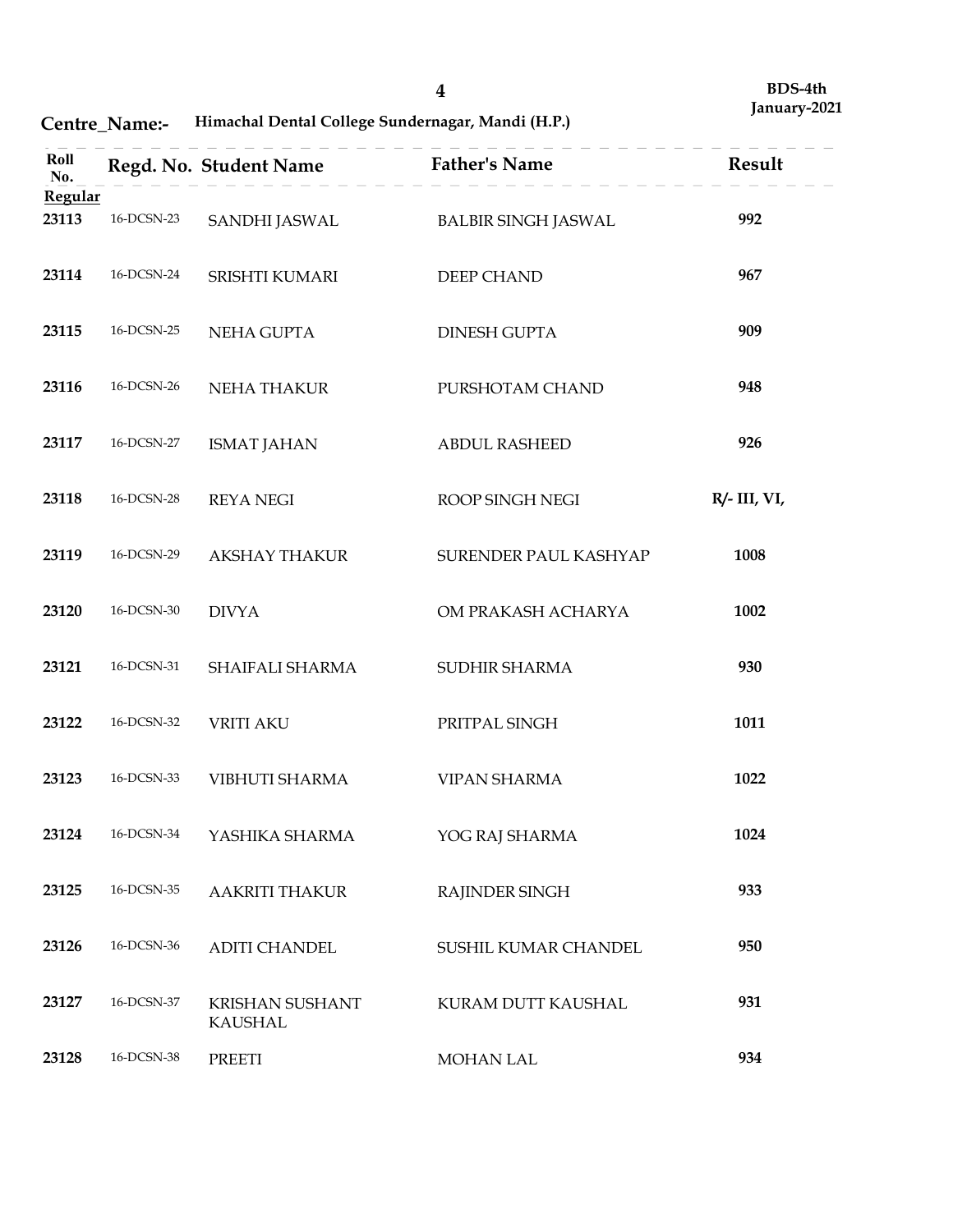BDS-4th
January-2021

**Centre_Name:-** Himachal Dental College Sundernagar, Mandi (H.P.)

| Roll No. | Regd. No. | Student Name | Father's Name | Result |
|---|---|---|---|---|
| **Regular** | | | | |
| 23113 | 16-DCSN-23 | SANDHI JASWAL | BALBIR SINGH JASWAL | 992 |
| 23114 | 16-DCSN-24 | SRISHTI KUMARI | DEEP CHAND | 967 |
| 23115 | 16-DCSN-25 | NEHA GUPTA | DINESH GUPTA | 909 |
| 23116 | 16-DCSN-26 | NEHA THAKUR | PURSHOTAM CHAND | 948 |
| 23117 | 16-DCSN-27 | ISMAT JAHAN | ABDUL RASHEED | 926 |
| 23118 | 16-DCSN-28 | REYA NEGI | ROOP SINGH NEGI | R/- III, VI, |
| 23119 | 16-DCSN-29 | AKSHAY THAKUR | SURENDER PAUL KASHYAP | 1008 |
| 23120 | 16-DCSN-30 | DIVYA | OM PRAKASH ACHARYA | 1002 |
| 23121 | 16-DCSN-31 | SHAIFALI SHARMA | SUDHIR SHARMA | 930 |
| 23122 | 16-DCSN-32 | VRITI AKU | PRITPAL SINGH | 1011 |
| 23123 | 16-DCSN-33 | VIBHUTI SHARMA | VIPAN SHARMA | 1022 |
| 23124 | 16-DCSN-34 | YASHIKA SHARMA | YOG RAJ SHARMA | 1024 |
| 23125 | 16-DCSN-35 | AAKRITI THAKUR | RAJINDER SINGH | 933 |
| 23126 | 16-DCSN-36 | ADITI CHANDEL | SUSHIL KUMAR CHANDEL | 950 |
| 23127 | 16-DCSN-37 | KRISHAN SUSHANT KAUSHAL | KURAM DUTT KAUSHAL | 931 |
| 23128 | 16-DCSN-38 | PREETI | MOHAN LAL | 934 |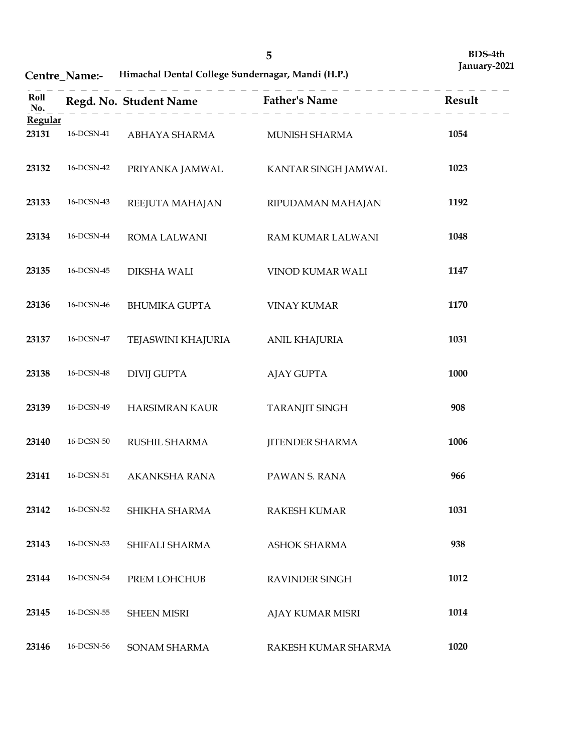BDS-4th
January-2021

**Centre_Name:-** **Himachal Dental College Sundernagar, Mandi (H.P.)**

| Roll No. | Regd. No. | Student Name | Father's Name | Result |
|---|---|---|---|---|
| **Regular** | | | | |
| 23131 | 16-DCSN-41 | ABHAYA SHARMA | MUNISH SHARMA | 1054 |
| 23132 | 16-DCSN-42 | PRIYANKA JAMWAL | KANTAR SINGH JAMWAL | 1023 |
| 23133 | 16-DCSN-43 | REEJUTA MAHAJAN | RIPUDAMAN MAHAJAN | 1192 |
| 23134 | 16-DCSN-44 | ROMA LALWANI | RAM KUMAR LALWANI | 1048 |
| 23135 | 16-DCSN-45 | DIKSHA WALI | VINOD KUMAR WALI | 1147 |
| 23136 | 16-DCSN-46 | BHUMIKA GUPTA | VINAY KUMAR | 1170 |
| 23137 | 16-DCSN-47 | TEJASWINI KHAJURIA | ANIL KHAJURIA | 1031 |
| 23138 | 16-DCSN-48 | DIVIJ GUPTA | AJAY GUPTA | 1000 |
| 23139 | 16-DCSN-49 | HARSIMRAN KAUR | TARANJIT SINGH | 908 |
| 23140 | 16-DCSN-50 | RUSHIL SHARMA | JITENDER SHARMA | 1006 |
| 23141 | 16-DCSN-51 | AKANKSHA RANA | PAWAN S. RANA | 966 |
| 23142 | 16-DCSN-52 | SHIKHA SHARMA | RAKESH KUMAR | 1031 |
| 23143 | 16-DCSN-53 | SHIFALI SHARMA | ASHOK SHARMA | 938 |
| 23144 | 16-DCSN-54 | PREM LOHCHUB | RAVINDER SINGH | 1012 |
| 23145 | 16-DCSN-55 | SHEEN MISRI | AJAY KUMAR MISRI | 1014 |
| 23146 | 16-DCSN-56 | SONAM SHARMA | RAKESH KUMAR SHARMA | 1020 |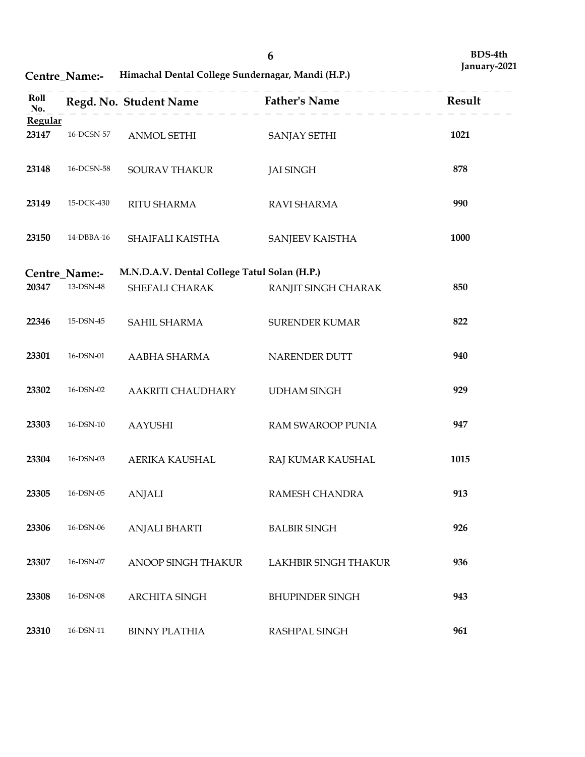**Centre_Name:-** Himachal Dental College Sundernagar, Mandi (H.P.)

| Roll No. | Regd. No. | Student Name | Father's Name | Result |
|---|---|---|---|---|
| **Regular** | | | | |
| 23147 | 16-DCSN-57 | ANMOL SETHI | SANJAY SETHI | 1021 |
| 23148 | 16-DCSN-58 | SOURAV THAKUR | JAI SINGH | 878 |
| 23149 | 15-DCK-430 | RITU SHARMA | RAVI SHARMA | 990 |
| 23150 | 14-DBBA-16 | SHAIFALI KAISTHA | SANJEEV KAISTHA | 1000 |

**Centre_Name:-** M.N.D.A.V. Dental College Tatul Solan (H.P.)

| Roll No. | Regd. No. | Student Name | Father's Name | Result |
|---|---|---|---|---|
| 20347 | 13-DSN-48 | SHEFALI CHARAK | RANJIT SINGH CHARAK | 850 |
| 22346 | 15-DSN-45 | SAHIL SHARMA | SURENDER KUMAR | 822 |
| 23301 | 16-DSN-01 | AABHA SHARMA | NARENDER DUTT | 940 |
| 23302 | 16-DSN-02 | AAKRITI CHAUDHARY | UDHAM SINGH | 929 |
| 23303 | 16-DSN-10 | AAYUSHI | RAM SWAROOP PUNIA | 947 |
| 23304 | 16-DSN-03 | AERIKA KAUSHAL | RAJ KUMAR KAUSHAL | 1015 |
| 23305 | 16-DSN-05 | ANJALI | RAMESH CHANDRA | 913 |
| 23306 | 16-DSN-06 | ANJALI BHARTI | BALBIR SINGH | 926 |
| 23307 | 16-DSN-07 | ANOOP SINGH THAKUR | LAKHBIR SINGH THAKUR | 936 |
| 23308 | 16-DSN-08 | ARCHITA SINGH | BHUPINDER SINGH | 943 |
| 23310 | 16-DSN-11 | BINNY PLATHIA | RASHPAL SINGH | 961 |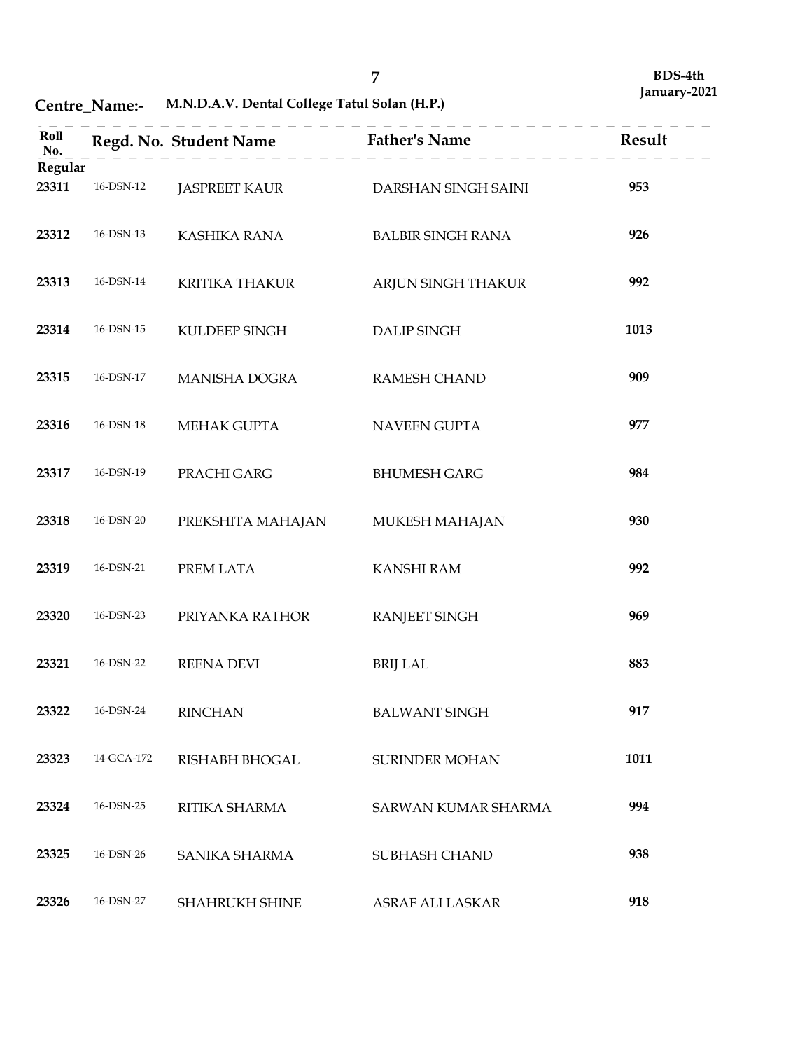BDS-4th
January-2021

**Centre_Name:-** **M.N.D.A.V. Dental College Tatul Solan (H.P.)**

| Roll No. | Regd. No. | Student Name | Father's Name | Result |
|---|---|---|---|---|
| **Regular** | | | | |
| 23311 | 16-DSN-12 | JASPREET KAUR | DARSHAN SINGH SAINI | 953 |
| 23312 | 16-DSN-13 | KASHIKA RANA | BALBIR SINGH RANA | 926 |
| 23313 | 16-DSN-14 | KRITIKA THAKUR | ARJUN SINGH THAKUR | 992 |
| 23314 | 16-DSN-15 | KULDEEP SINGH | DALIP SINGH | 1013 |
| 23315 | 16-DSN-17 | MANISHA DOGRA | RAMESH CHAND | 909 |
| 23316 | 16-DSN-18 | MEHAK GUPTA | NAVEEN GUPTA | 977 |
| 23317 | 16-DSN-19 | PRACHI GARG | BHUMESH GARG | 984 |
| 23318 | 16-DSN-20 | PREKSHITA MAHAJAN | MUKESH MAHAJAN | 930 |
| 23319 | 16-DSN-21 | PREM LATA | KANSHI RAM | 992 |
| 23320 | 16-DSN-23 | PRIYANKA RATHOR | RANJEET SINGH | 969 |
| 23321 | 16-DSN-22 | REENA DEVI | BRIJ LAL | 883 |
| 23322 | 16-DSN-24 | RINCHAN | BALWANT SINGH | 917 |
| 23323 | 14-GCA-172 | RISHABH BHOGAL | SURINDER MOHAN | 1011 |
| 23324 | 16-DSN-25 | RITIKA SHARMA | SARWAN KUMAR SHARMA | 994 |
| 23325 | 16-DSN-26 | SANIKA SHARMA | SUBHASH CHAND | 938 |
| 23326 | 16-DSN-27 | SHAHRUKH SHINE | ASRAF ALI LASKAR | 918 |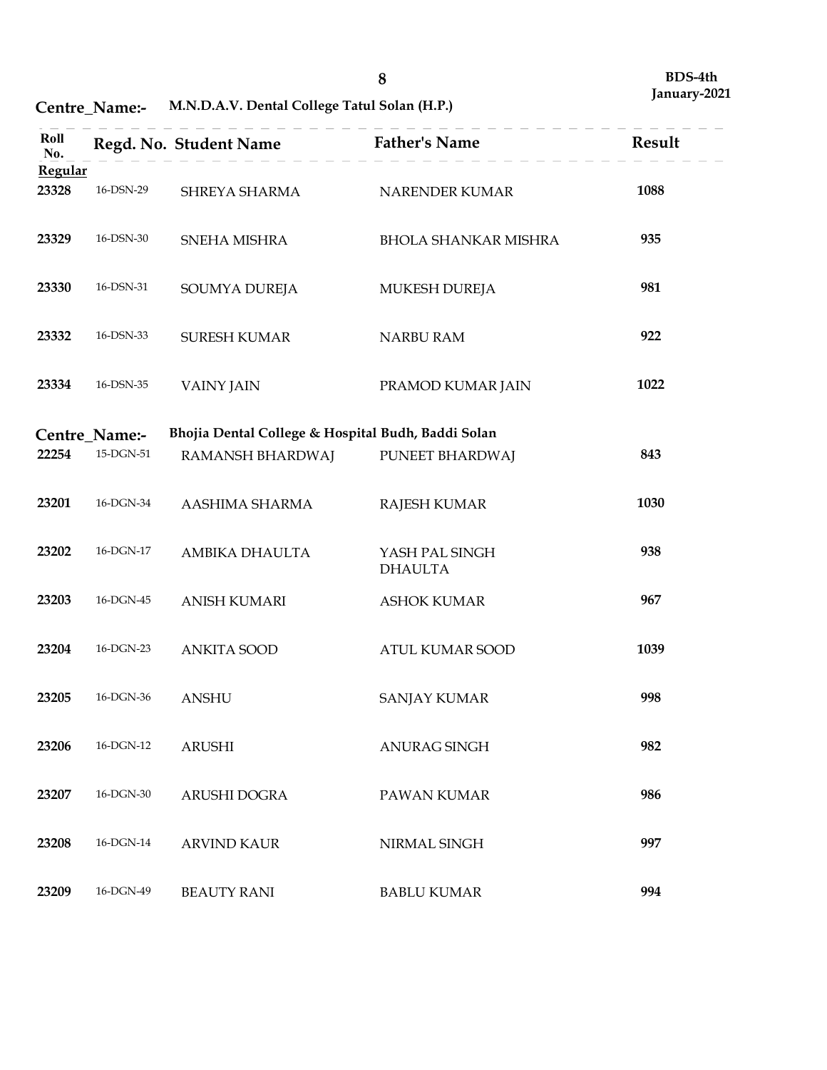**BDS-4th January-2021**

**Centre_Name:- M.N.D.A.V. Dental College Tatul Solan (H.P.)**

| Roll No. | Regd. No. | Student Name | Father's Name | Result |
|---|---|---|---|---|
| **Regular** | | | | |
| 23328 | 16-DSN-29 | SHREYA SHARMA | NARENDER KUMAR | 1088 |
| 23329 | 16-DSN-30 | SNEHA MISHRA | BHOLA SHANKAR MISHRA | 935 |
| 23330 | 16-DSN-31 | SOUMYA DUREJA | MUKESH DUREJA | 981 |
| 23332 | 16-DSN-33 | SURESH KUMAR | NARBU RAM | 922 |
| 23334 | 16-DSN-35 | VAINY JAIN | PRAMOD KUMAR JAIN | 1022 |

**Centre_Name:- Bhojia Dental College & Hospital Budh, Baddi Solan**

| Roll No. | Regd. No. | Student Name | Father's Name | Result |
|---|---|---|---|---|
| 22254 | 15-DGN-51 | RAMANSH BHARDWAJ | PUNEET BHARDWAJ | 843 |
| 23201 | 16-DGN-34 | AASHIMA SHARMA | RAJESH KUMAR | 1030 |
| 23202 | 16-DGN-17 | AMBIKA DHAULTA | YASH PAL SINGH DHAULTA | 938 |
| 23203 | 16-DGN-45 | ANISH KUMARI | ASHOK KUMAR | 967 |
| 23204 | 16-DGN-23 | ANKITA SOOD | ATUL KUMAR SOOD | 1039 |
| 23205 | 16-DGN-36 | ANSHU | SANJAY KUMAR | 998 |
| 23206 | 16-DGN-12 | ARUSHI | ANURAG SINGH | 982 |
| 23207 | 16-DGN-30 | ARUSHI DOGRA | PAWAN KUMAR | 986 |
| 23208 | 16-DGN-14 | ARVIND KAUR | NIRMAL SINGH | 997 |
| 23209 | 16-DGN-49 | BEAUTY RANI | BABLU KUMAR | 994 |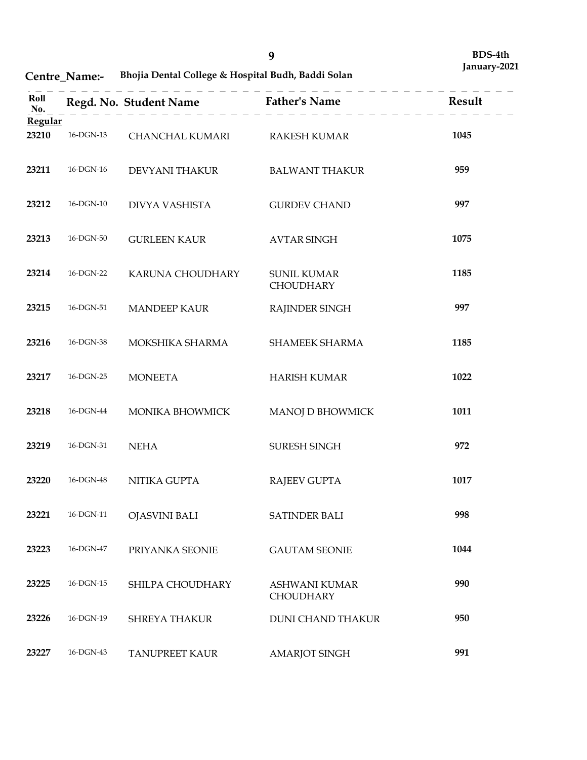**BDS-4th**
**January-2021**

**Centre_Name:- Bhojia Dental College & Hospital Budh, Baddi Solan**

| Roll No. | Regd. No. | Student Name | Father's Name | Result |
|---|---|---|---|---|
| **Regular** | | | | |
| 23210 | 16-DGN-13 | CHANCHAL KUMARI | RAKESH KUMAR | 1045 |
| 23211 | 16-DGN-16 | DEVYANI THAKUR | BALWANT THAKUR | 959 |
| 23212 | 16-DGN-10 | DIVYA VASHISTA | GURDEV CHAND | 997 |
| 23213 | 16-DGN-50 | GURLEEN KAUR | AVTAR SINGH | 1075 |
| 23214 | 16-DGN-22 | KARUNA CHOUDHARY | SUNIL KUMAR CHOUDHARY | 1185 |
| 23215 | 16-DGN-51 | MANDEEP KAUR | RAJINDER SINGH | 997 |
| 23216 | 16-DGN-38 | MOKSHIKA SHARMA | SHAMEEK SHARMA | 1185 |
| 23217 | 16-DGN-25 | MONEETA | HARISH KUMAR | 1022 |
| 23218 | 16-DGN-44 | MONIKA BHOWMICK | MANOJ D BHOWMICK | 1011 |
| 23219 | 16-DGN-31 | NEHA | SURESH SINGH | 972 |
| 23220 | 16-DGN-48 | NITIKA GUPTA | RAJEEV GUPTA | 1017 |
| 23221 | 16-DGN-11 | OJASVINI BALI | SATINDER BALI | 998 |
| 23223 | 16-DGN-47 | PRIYANKA SEONIE | GAUTAM SEONIE | 1044 |
| 23225 | 16-DGN-15 | SHILPA CHOUDHARY | ASHWANI KUMAR CHOUDHARY | 990 |
| 23226 | 16-DGN-19 | SHREYA THAKUR | DUNI CHAND THAKUR | 950 |
| 23227 | 16-DGN-43 | TANUPREET KAUR | AMARJOT SINGH | 991 |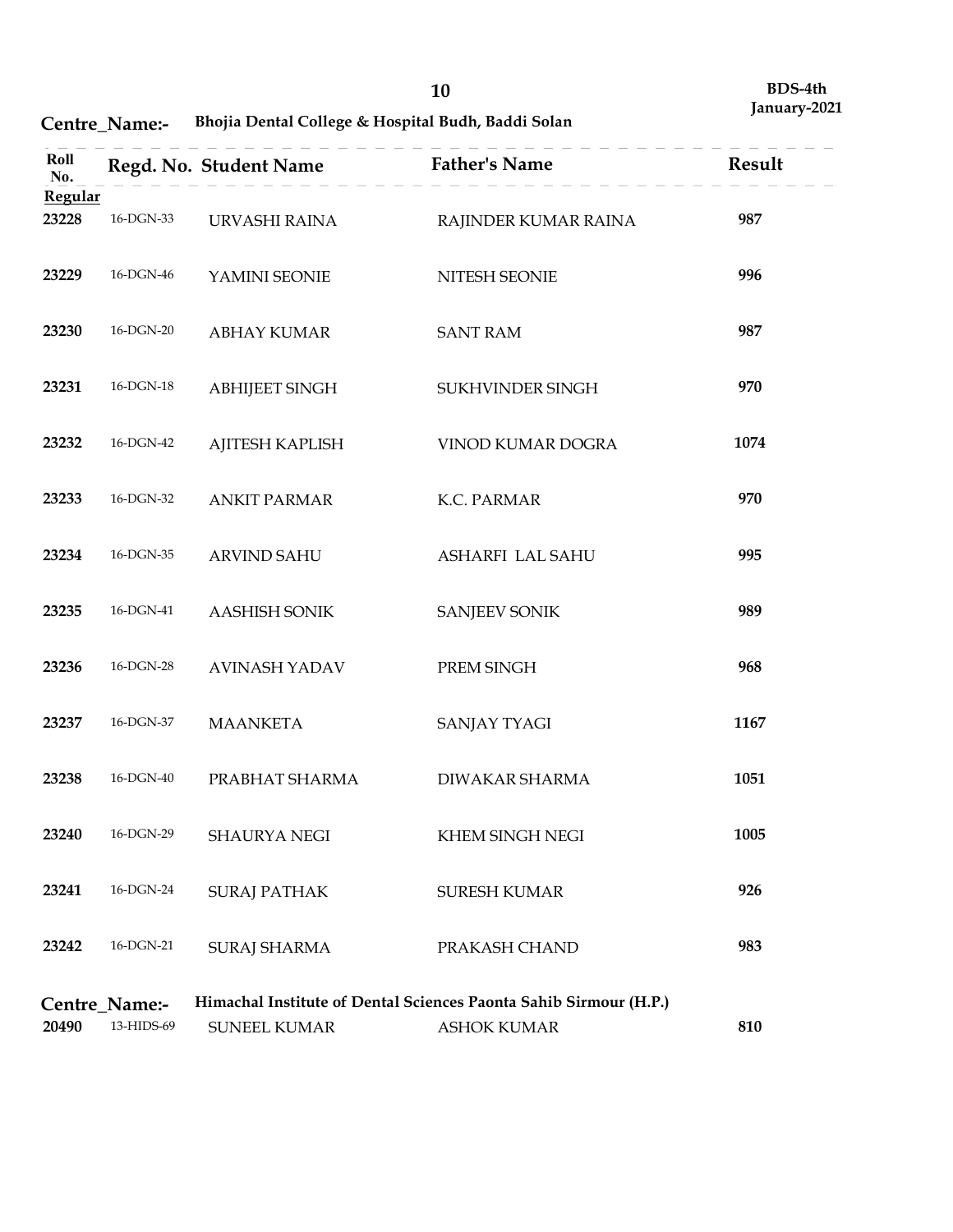BDS-4th
January-2021

**Centre_Name:-** Bhojia Dental College & Hospital Budh, Baddi Solan

| Roll No. | Regd. No. | Student Name | Father's Name | Result |
|---|---|---|---|---|
| **Regular** | | | | |
| 23228 | 16-DGN-33 | URVASHI RAINA | RAJINDER KUMAR RAINA | 987 |
| 23229 | 16-DGN-46 | YAMINI SEONIE | NITESH SEONIE | 996 |
| 23230 | 16-DGN-20 | ABHAY KUMAR | SANT RAM | 987 |
| 23231 | 16-DGN-18 | ABHIJEET SINGH | SUKHVINDER SINGH | 970 |
| 23232 | 16-DGN-42 | AJITESH KAPLISH | VINOD KUMAR DOGRA | 1074 |
| 23233 | 16-DGN-32 | ANKIT PARMAR | K.C. PARMAR | 970 |
| 23234 | 16-DGN-35 | ARVIND SAHU | ASHARFI LAL SAHU | 995 |
| 23235 | 16-DGN-41 | AASHISH SONIK | SANJEEV SONIK | 989 |
| 23236 | 16-DGN-28 | AVINASH YADAV | PREM SINGH | 968 |
| 23237 | 16-DGN-37 | MAANKETA | SANJAY TYAGI | 1167 |
| 23238 | 16-DGN-40 | PRABHAT SHARMA | DIWAKAR SHARMA | 1051 |
| 23240 | 16-DGN-29 | SHAURYA NEGI | KHEM SINGH NEGI | 1005 |
| 23241 | 16-DGN-24 | SURAJ PATHAK | SURESH KUMAR | 926 |
| 23242 | 16-DGN-21 | SURAJ SHARMA | PRAKASH CHAND | 983 |

**Centre_Name:-** Himachal Institute of Dental Sciences Paonta Sahib Sirmour (H.P.)

| Roll No. | Regd. No. | Student Name | Father's Name | Result |
|---|---|---|---|---|
| 20490 | 13-HIDS-69 | SUNEEL KUMAR | ASHOK KUMAR | 810 |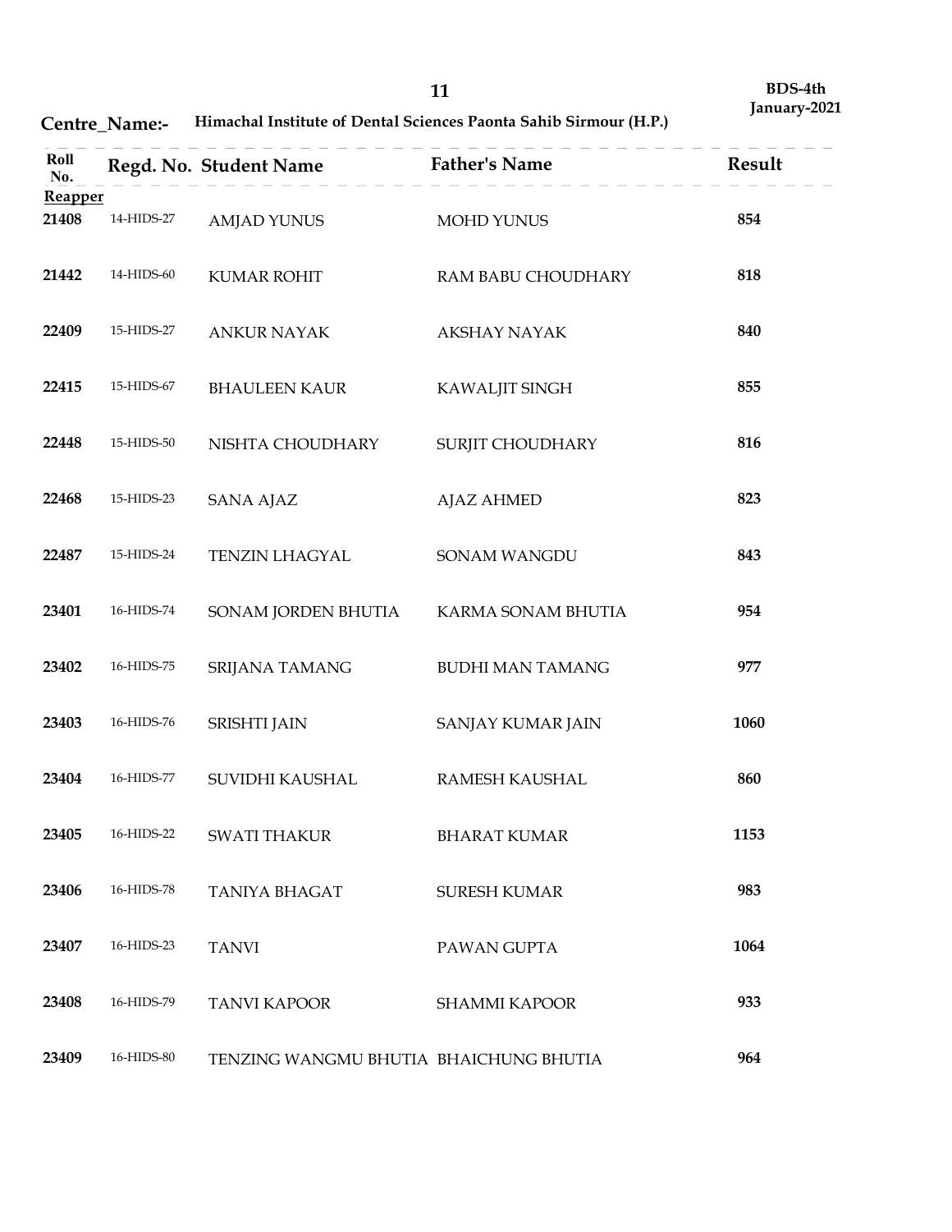**BDS-4th January-2021**

**Centre_Name:- Himachal Institute of Dental Sciences Paonta Sahib Sirmour (H.P.)**

| Roll No. | Regd. No. | Student Name | Father's Name | Result |
|---|---|---|---|---|
| **Reapper** | | | | |
| 21408 | 14-HIDS-27 | AMJAD YUNUS | MOHD YUNUS | 854 |
| 21442 | 14-HIDS-60 | KUMAR ROHIT | RAM BABU CHOUDHARY | 818 |
| 22409 | 15-HIDS-27 | ANKUR NAYAK | AKSHAY NAYAK | 840 |
| 22415 | 15-HIDS-67 | BHAULEEN KAUR | KAWALJIT SINGH | 855 |
| 22448 | 15-HIDS-50 | NISHTA CHOUDHARY | SURJIT CHOUDHARY | 816 |
| 22468 | 15-HIDS-23 | SANA AJAZ | AJAZ AHMED | 823 |
| 22487 | 15-HIDS-24 | TENZIN LHAGYAL | SONAM WANGDU | 843 |
| 23401 | 16-HIDS-74 | SONAM JORDEN BHUTIA | KARMA SONAM BHUTIA | 954 |
| 23402 | 16-HIDS-75 | SRIJANA TAMANG | BUDHI MAN TAMANG | 977 |
| 23403 | 16-HIDS-76 | SRISHTI JAIN | SANJAY KUMAR JAIN | 1060 |
| 23404 | 16-HIDS-77 | SUVIDHI KAUSHAL | RAMESH KAUSHAL | 860 |
| 23405 | 16-HIDS-22 | SWATI THAKUR | BHARAT KUMAR | 1153 |
| 23406 | 16-HIDS-78 | TANIYA BHAGAT | SURESH KUMAR | 983 |
| 23407 | 16-HIDS-23 | TANVI | PAWAN GUPTA | 1064 |
| 23408 | 16-HIDS-79 | TANVI KAPOOR | SHAMMI KAPOOR | 933 |
| 23409 | 16-HIDS-80 | TENZING WANGMU BHUTIA | BHAICHUNG BHUTIA | 964 |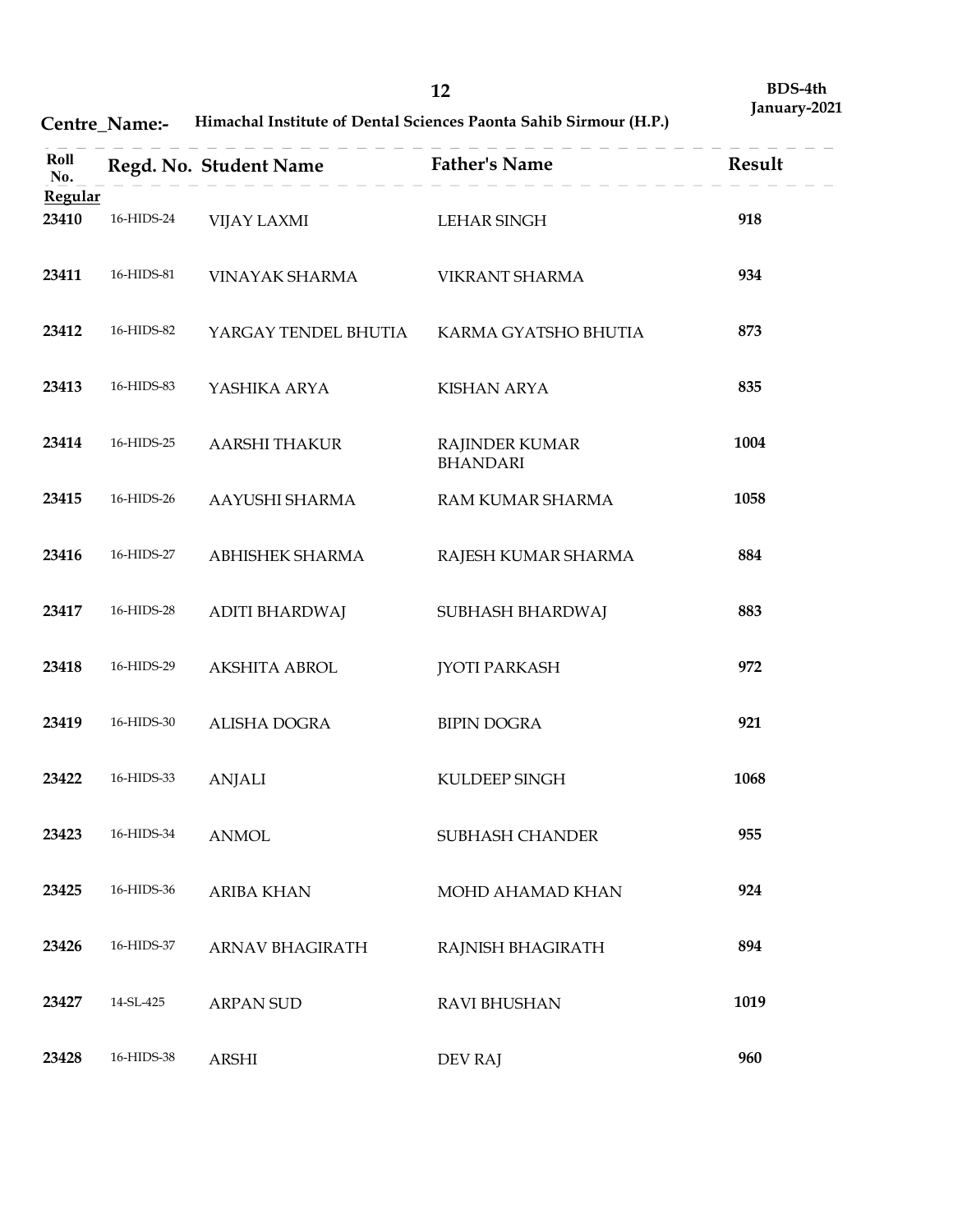BDS-4th
January-2021

**Centre_Name:-** **Himachal Institute of Dental Sciences Paonta Sahib Sirmour (H.P.)**

| Roll No. | Regd. No. | Student Name | Father's Name | Result |
|---|---|---|---|---|
| **Regular** | | | | |
| **23410** | 16-HIDS-24 | VIJAY LAXMI | LEHAR SINGH | **918** |
| **23411** | 16-HIDS-81 | VINAYAK SHARMA | VIKRANT SHARMA | **934** |
| **23412** | 16-HIDS-82 | YARGAY TENDEL BHUTIA | KARMA GYATSHO BHUTIA | **873** |
| **23413** | 16-HIDS-83 | YASHIKA ARYA | KISHAN ARYA | **835** |
| **23414** | 16-HIDS-25 | AARSHI THAKUR | RAJINDER KUMAR BHANDARI | **1004** |
| **23415** | 16-HIDS-26 | AAYUSHI SHARMA | RAM KUMAR SHARMA | **1058** |
| **23416** | 16-HIDS-27 | ABHISHEK SHARMA | RAJESH KUMAR SHARMA | **884** |
| **23417** | 16-HIDS-28 | ADITI BHARDWAJ | SUBHASH BHARDWAJ | **883** |
| **23418** | 16-HIDS-29 | AKSHITA ABROL | JYOTI PARKASH | **972** |
| **23419** | 16-HIDS-30 | ALISHA DOGRA | BIPIN DOGRA | **921** |
| **23422** | 16-HIDS-33 | ANJALI | KULDEEP SINGH | **1068** |
| **23423** | 16-HIDS-34 | ANMOL | SUBHASH CHANDER | **955** |
| **23425** | 16-HIDS-36 | ARIBA KHAN | MOHD AHAMAD KHAN | **924** |
| **23426** | 16-HIDS-37 | ARNAV BHAGIRATH | RAJNISH BHAGIRATH | **894** |
| **23427** | 14-SL-425 | ARPAN SUD | RAVI BHUSHAN | **1019** |
| **23428** | 16-HIDS-38 | ARSHI | DEV RAJ | **960** |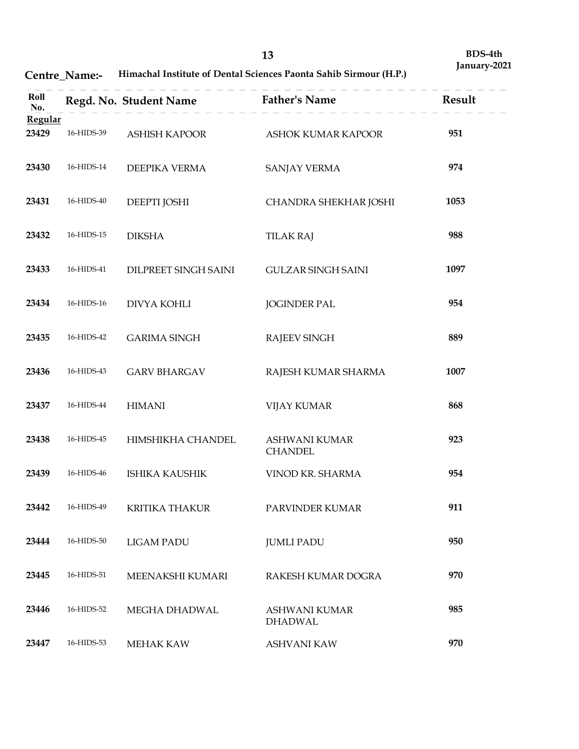**Centre_Name:-** Himachal Institute of Dental Sciences Paonta Sahib Sirmour (H.P.)

BDS-4th January-2021

| Roll No. | Regd. No. | Student Name | Father's Name | Result |
|---|---|---|---|---|
| **Regular** | | | | |
| 23429 | 16-HIDS-39 | ASHISH KAPOOR | ASHOK KUMAR KAPOOR | 951 |
| 23430 | 16-HIDS-14 | DEEPIKA VERMA | SANJAY VERMA | 974 |
| 23431 | 16-HIDS-40 | DEEPTI JOSHI | CHANDRA SHEKHAR JOSHI | 1053 |
| 23432 | 16-HIDS-15 | DIKSHA | TILAK RAJ | 988 |
| 23433 | 16-HIDS-41 | DILPREET SINGH SAINI | GULZAR SINGH SAINI | 1097 |
| 23434 | 16-HIDS-16 | DIVYA KOHLI | JOGINDER PAL | 954 |
| 23435 | 16-HIDS-42 | GARIMA SINGH | RAJEEV SINGH | 889 |
| 23436 | 16-HIDS-43 | GARV BHARGAV | RAJESH KUMAR SHARMA | 1007 |
| 23437 | 16-HIDS-44 | HIMANI | VIJAY KUMAR | 868 |
| 23438 | 16-HIDS-45 | HIMSHIKHA CHANDEL | ASHWANI KUMAR CHANDEL | 923 |
| 23439 | 16-HIDS-46 | ISHIKA KAUSHIK | VINOD KR. SHARMA | 954 |
| 23442 | 16-HIDS-49 | KRITIKA THAKUR | PARVINDER KUMAR | 911 |
| 23444 | 16-HIDS-50 | LIGAM PADU | JUMLI PADU | 950 |
| 23445 | 16-HIDS-51 | MEENAKSHI KUMARI | RAKESH KUMAR DOGRA | 970 |
| 23446 | 16-HIDS-52 | MEGHA DHADWAL | ASHWANI KUMAR DHADWAL | 985 |
| 23447 | 16-HIDS-53 | MEHAK KAW | ASHVANI KAW | 970 |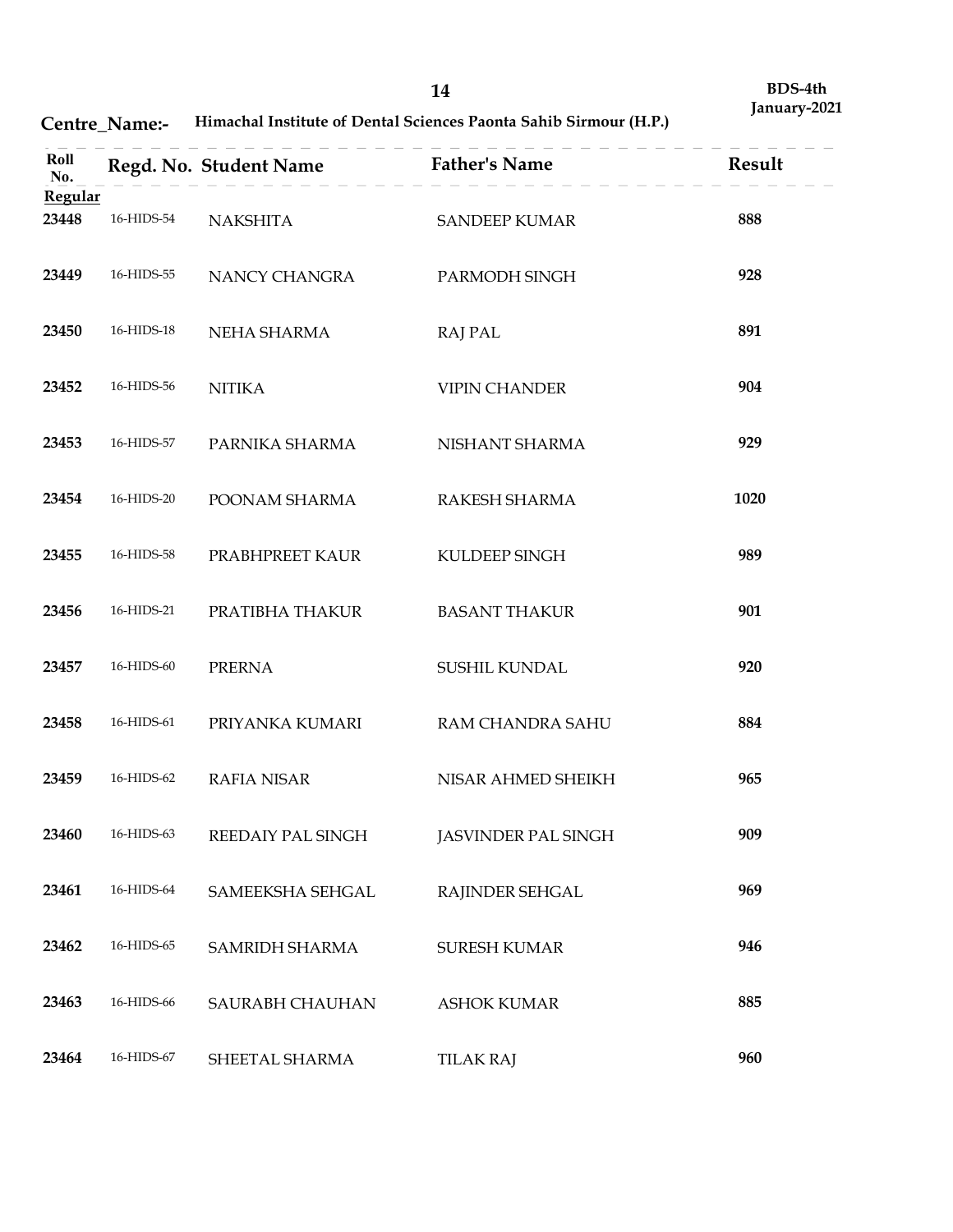BDS-4th
January-2021

**Centre_Name:-** **Himachal Institute of Dental Sciences Paonta Sahib Sirmour (H.P.)**

| Roll No. | Regd. No. | Student Name | Father's Name | Result |
|---|---|---|---|---|
| **Regular** | | | | |
| **23448** | 16-HIDS-54 | NAKSHITA | SANDEEP KUMAR | **888** |
| **23449** | 16-HIDS-55 | NANCY CHANGRA | PARMODH SINGH | **928** |
| **23450** | 16-HIDS-18 | NEHA SHARMA | RAJ PAL | **891** |
| **23452** | 16-HIDS-56 | NITIKA | VIPIN CHANDER | **904** |
| **23453** | 16-HIDS-57 | PARNIKA SHARMA | NISHANT SHARMA | **929** |
| **23454** | 16-HIDS-20 | POONAM SHARMA | RAKESH SHARMA | **1020** |
| **23455** | 16-HIDS-58 | PRABHPREET KAUR | KULDEEP SINGH | **989** |
| **23456** | 16-HIDS-21 | PRATIBHA THAKUR | BASANT THAKUR | **901** |
| **23457** | 16-HIDS-60 | PRERNA | SUSHIL KUNDAL | **920** |
| **23458** | 16-HIDS-61 | PRIYANKA KUMARI | RAM CHANDRA SAHU | **884** |
| **23459** | 16-HIDS-62 | RAFIA NISAR | NISAR AHMED SHEIKH | **965** |
| **23460** | 16-HIDS-63 | REEDAIY PAL SINGH | JASVINDER PAL SINGH | **909** |
| **23461** | 16-HIDS-64 | SAMEEKSHA SEHGAL | RAJINDER SEHGAL | **969** |
| **23462** | 16-HIDS-65 | SAMRIDH SHARMA | SURESH KUMAR | **946** |
| **23463** | 16-HIDS-66 | SAURABH CHAUHAN | ASHOK KUMAR | **885** |
| **23464** | 16-HIDS-67 | SHEETAL SHARMA | TILAK RAJ | **960** |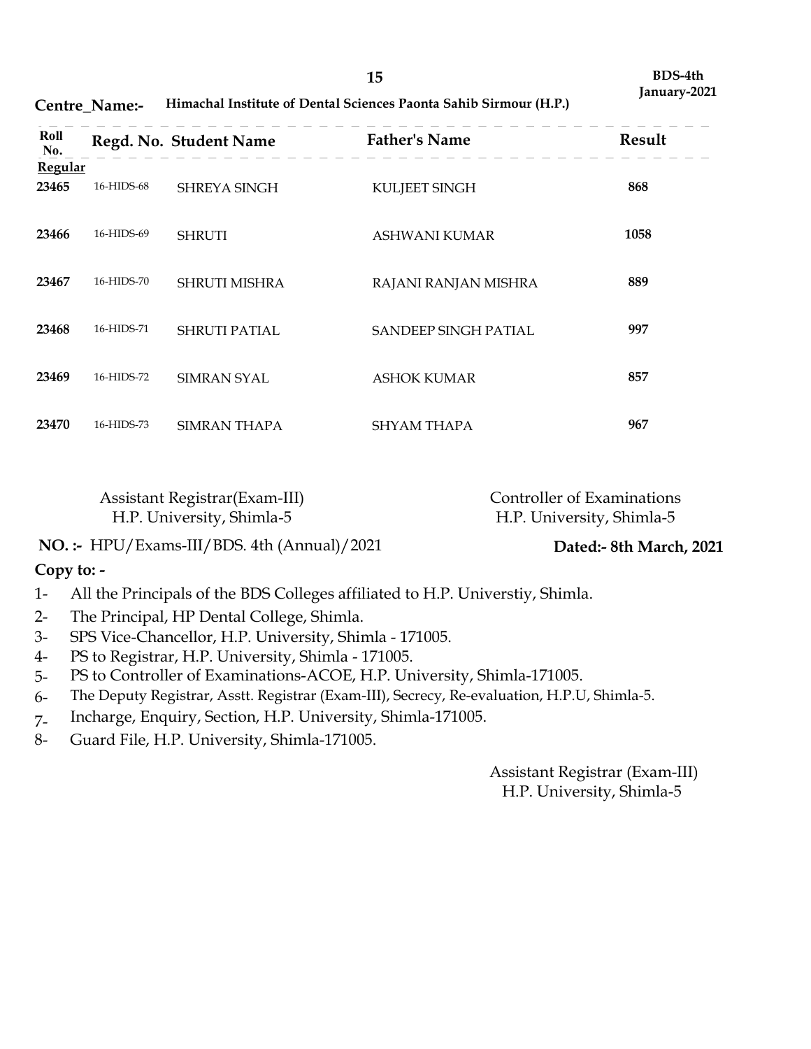**Centre_Name:-** **Himachal Institute of Dental Sciences Paonta Sahib Sirmour (H.P.)**

**BDS-4th**
**January-2021**

| Roll No. | Regd. No. | Student Name | Father's Name | Result |
|---|---|---|---|---|
| **Regular** | | | | |
| **23465** | 16-HIDS-68 | SHREYA SINGH | KULJEET SINGH | **868** |
| **23466** | 16-HIDS-69 | SHRUTI | ASHWANI KUMAR | **1058** |
| **23467** | 16-HIDS-70 | SHRUTI MISHRA | RAJANI RANJAN MISHRA | **889** |
| **23468** | 16-HIDS-71 | SHRUTI PATIAL | SANDEEP SINGH PATIAL | **997** |
| **23469** | 16-HIDS-72 | SIMRAN SYAL | ASHOK KUMAR | **857** |
| **23470** | 16-HIDS-73 | SIMRAN THAPA | SHYAM THAPA | **967** |

Assistant Registrar(Exam-III)
H.P. University, Shimla-5

Controller of Examinations
H.P. University, Shimla-5

**NO. :-** HPU/Exams-III/BDS. 4th (Annual)/2021

**Dated:- 8th March, 2021**

**Copy to: -**

1- All the Principals of the BDS Colleges affiliated to H.P. Universtiy, Shimla.
2- The Principal, HP Dental College, Shimla.
3- SPS Vice-Chancellor, H.P. University, Shimla - 171005.
4- PS to Registrar, H.P. University, Shimla - 171005.
5- PS to Controller of Examinations-ACOE, H.P. University, Shimla-171005.
6- The Deputy Registrar, Asstt. Registrar (Exam-III), Secrecy, Re-evaluation, H.P.U, Shimla-5.
7- Incharge, Enquiry, Section, H.P. University, Shimla-171005.
8- Guard File, H.P. University, Shimla-171005.

Assistant Registrar (Exam-III)
H.P. University, Shimla-5